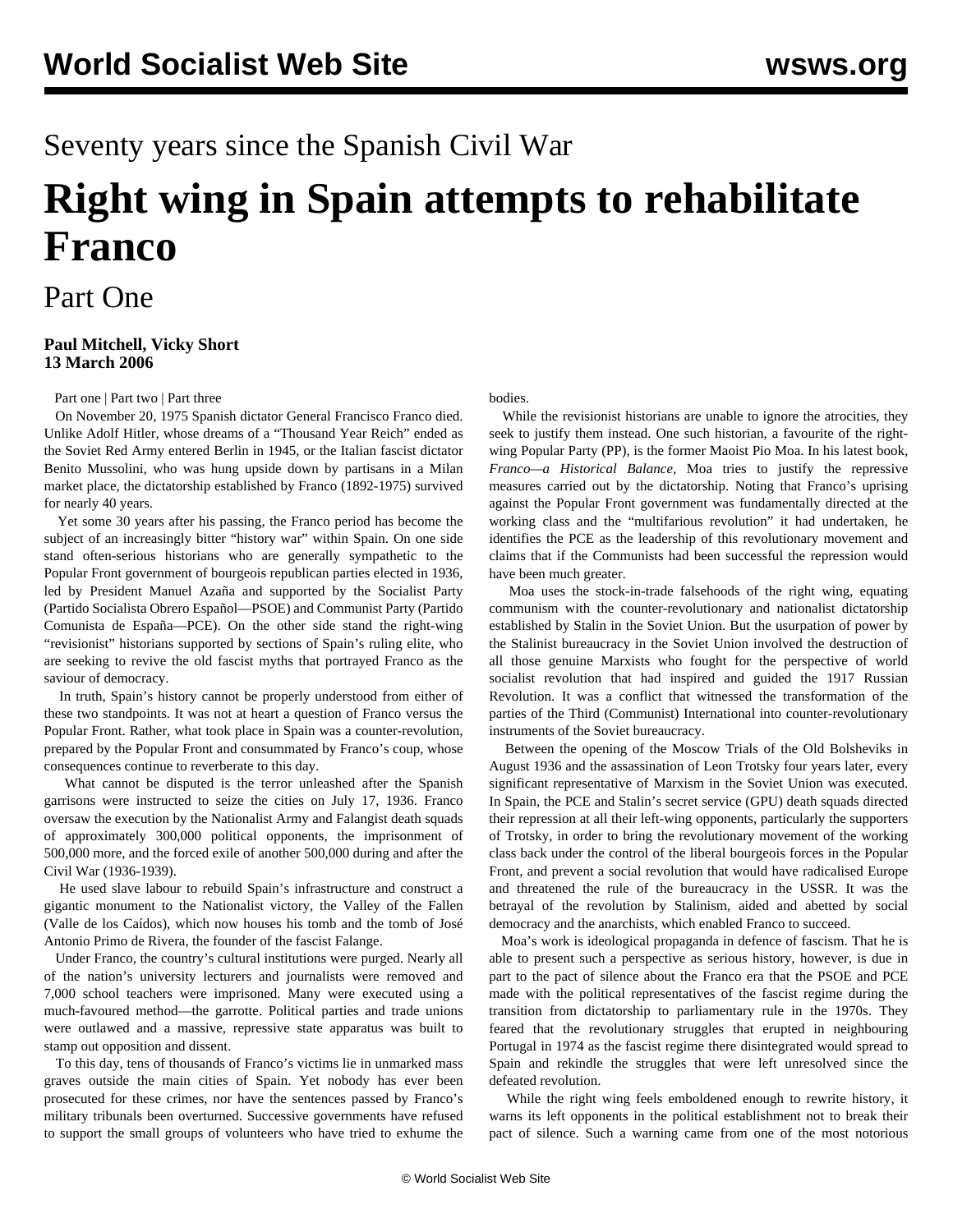Seventy years since the Spanish Civil War

# Right wing in Spain attempts to rehabilitate Franco

## Part One

**Paul Mitchell, Vicky Short**
**13 March 2006**

Part one | Part two | Part three

On November 20, 1975 Spanish dictator General Francisco Franco died. Unlike Adolf Hitler, whose dreams of a "Thousand Year Reich" ended as the Soviet Red Army entered Berlin in 1945, or the Italian fascist dictator Benito Mussolini, who was hung upside down by partisans in a Milan market place, the dictatorship established by Franco (1892-1975) survived for nearly 40 years.

Yet some 30 years after his passing, the Franco period has become the subject of an increasingly bitter "history war" within Spain. On one side stand often-serious historians who are generally sympathetic to the Popular Front government of bourgeois republican parties elected in 1936, led by President Manuel Azaña and supported by the Socialist Party (Partido Socialista Obrero Español—PSOE) and Communist Party (Partido Comunista de España—PCE). On the other side stand the right-wing "revisionist" historians supported by sections of Spain's ruling elite, who are seeking to revive the old fascist myths that portrayed Franco as the saviour of democracy.

In truth, Spain's history cannot be properly understood from either of these two standpoints. It was not at heart a question of Franco versus the Popular Front. Rather, what took place in Spain was a counter-revolution, prepared by the Popular Front and consummated by Franco's coup, whose consequences continue to reverberate to this day.

What cannot be disputed is the terror unleashed after the Spanish garrisons were instructed to seize the cities on July 17, 1936. Franco oversaw the execution by the Nationalist Army and Falangist death squads of approximately 300,000 political opponents, the imprisonment of 500,000 more, and the forced exile of another 500,000 during and after the Civil War (1936-1939).

He used slave labour to rebuild Spain's infrastructure and construct a gigantic monument to the Nationalist victory, the Valley of the Fallen (Valle de los Caídos), which now houses his tomb and the tomb of José Antonio Primo de Rivera, the founder of the fascist Falange.

Under Franco, the country's cultural institutions were purged. Nearly all of the nation's university lecturers and journalists were removed and 7,000 school teachers were imprisoned. Many were executed using a much-favoured method—the garrotte. Political parties and trade unions were outlawed and a massive, repressive state apparatus was built to stamp out opposition and dissent.

To this day, tens of thousands of Franco's victims lie in unmarked mass graves outside the main cities of Spain. Yet nobody has ever been prosecuted for these crimes, nor have the sentences passed by Franco's military tribunals been overturned. Successive governments have refused to support the small groups of volunteers who have tried to exhume the bodies.

While the revisionist historians are unable to ignore the atrocities, they seek to justify them instead. One such historian, a favourite of the right-wing Popular Party (PP), is the former Maoist Pio Moa. In his latest book, *Franco—a Historical Balance*, Moa tries to justify the repressive measures carried out by the dictatorship. Noting that Franco's uprising against the Popular Front government was fundamentally directed at the working class and the "multifarious revolution" it had undertaken, he identifies the PCE as the leadership of this revolutionary movement and claims that if the Communists had been successful the repression would have been much greater.

Moa uses the stock-in-trade falsehoods of the right wing, equating communism with the counter-revolutionary and nationalist dictatorship established by Stalin in the Soviet Union. But the usurpation of power by the Stalinist bureaucracy in the Soviet Union involved the destruction of all those genuine Marxists who fought for the perspective of world socialist revolution that had inspired and guided the 1917 Russian Revolution. It was a conflict that witnessed the transformation of the parties of the Third (Communist) International into counter-revolutionary instruments of the Soviet bureaucracy.

Between the opening of the Moscow Trials of the Old Bolsheviks in August 1936 and the assassination of Leon Trotsky four years later, every significant representative of Marxism in the Soviet Union was executed. In Spain, the PCE and Stalin's secret service (GPU) death squads directed their repression at all their left-wing opponents, particularly the supporters of Trotsky, in order to bring the revolutionary movement of the working class back under the control of the liberal bourgeois forces in the Popular Front, and prevent a social revolution that would have radicalised Europe and threatened the rule of the bureaucracy in the USSR. It was the betrayal of the revolution by Stalinism, aided and abetted by social democracy and the anarchists, which enabled Franco to succeed.

Moa's work is ideological propaganda in defence of fascism. That he is able to present such a perspective as serious history, however, is due in part to the pact of silence about the Franco era that the PSOE and PCE made with the political representatives of the fascist regime during the transition from dictatorship to parliamentary rule in the 1970s. They feared that the revolutionary struggles that erupted in neighbouring Portugal in 1974 as the fascist regime there disintegrated would spread to Spain and rekindle the struggles that were left unresolved since the defeated revolution.

While the right wing feels emboldened enough to rewrite history, it warns its left opponents in the political establishment not to break their pact of silence. Such a warning came from one of the most notorious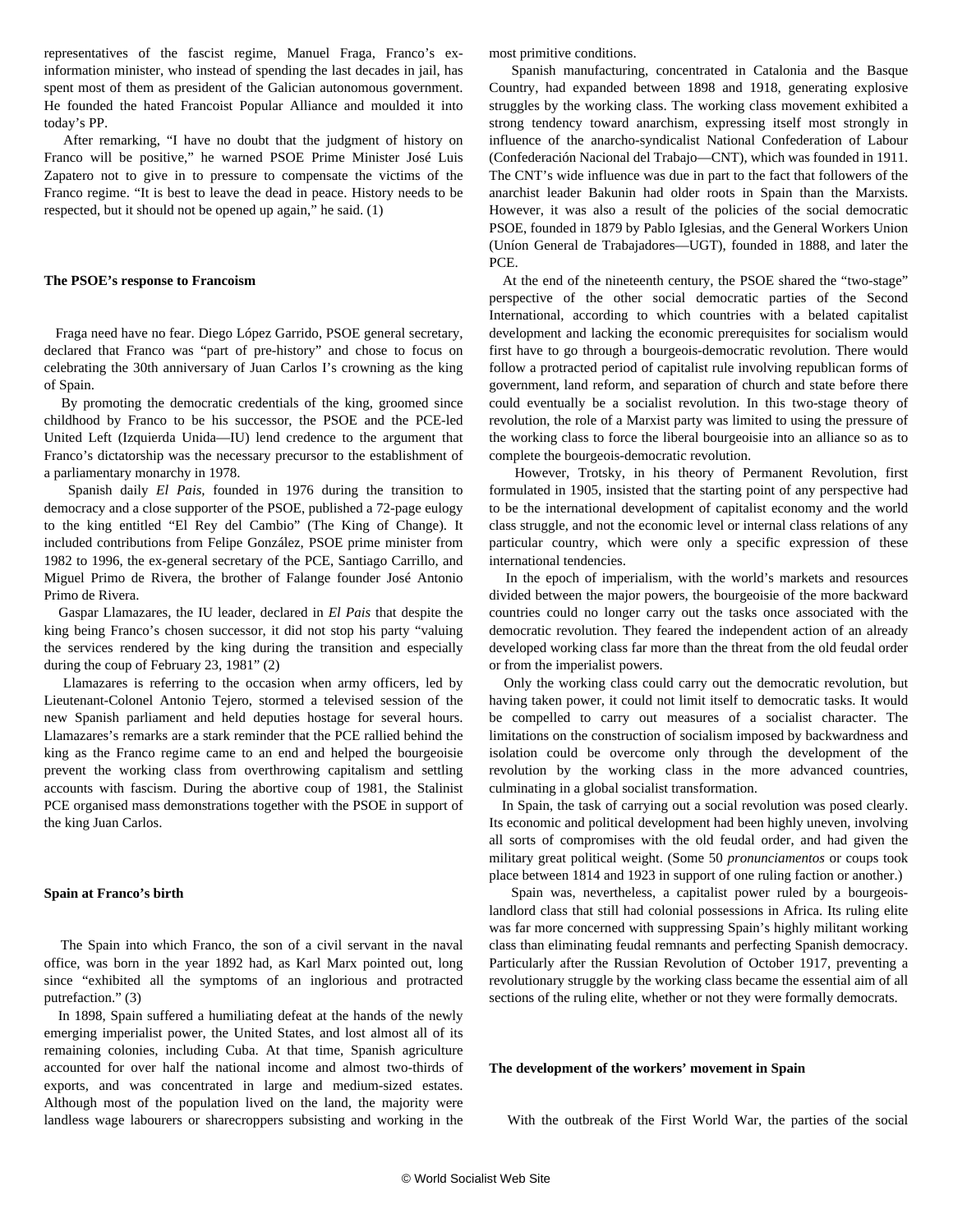representatives of the fascist regime, Manuel Fraga, Franco's ex-information minister, who instead of spending the last decades in jail, has spent most of them as president of the Galician autonomous government. He founded the hated Francoist Popular Alliance and moulded it into today's PP.

After remarking, "I have no doubt that the judgment of history on Franco will be positive," he warned PSOE Prime Minister José Luis Zapatero not to give in to pressure to compensate the victims of the Franco regime. "It is best to leave the dead in peace. History needs to be respected, but it should not be opened up again," he said. (1)

**The PSOE's response to Francoism**

Fraga need have no fear. Diego López Garrido, PSOE general secretary, declared that Franco was "part of pre-history" and chose to focus on celebrating the 30th anniversary of Juan Carlos I's crowning as the king of Spain.

By promoting the democratic credentials of the king, groomed since childhood by Franco to be his successor, the PSOE and the PCE-led United Left (Izquierda Unida—IU) lend credence to the argument that Franco's dictatorship was the necessary precursor to the establishment of a parliamentary monarchy in 1978.

Spanish daily *El Pais*, founded in 1976 during the transition to democracy and a close supporter of the PSOE, published a 72-page eulogy to the king entitled "El Rey del Cambio" (The King of Change). It included contributions from Felipe González, PSOE prime minister from 1982 to 1996, the ex-general secretary of the PCE, Santiago Carrillo, and Miguel Primo de Rivera, the brother of Falange founder José Antonio Primo de Rivera.

Gaspar Llamazares, the IU leader, declared in *El Pais* that despite the king being Franco's chosen successor, it did not stop his party "valuing the services rendered by the king during the transition and especially during the coup of February 23, 1981" (2)

Llamazares is referring to the occasion when army officers, led by Lieutenant-Colonel Antonio Tejero, stormed a televised session of the new Spanish parliament and held deputies hostage for several hours. Llamazares's remarks are a stark reminder that the PCE rallied behind the king as the Franco regime came to an end and helped the bourgeoisie prevent the working class from overthrowing capitalism and settling accounts with fascism. During the abortive coup of 1981, the Stalinist PCE organised mass demonstrations together with the PSOE in support of the king Juan Carlos.

**Spain at Franco's birth**

The Spain into which Franco, the son of a civil servant in the naval office, was born in the year 1892 had, as Karl Marx pointed out, long since "exhibited all the symptoms of an inglorious and protracted putrefaction." (3)

In 1898, Spain suffered a humiliating defeat at the hands of the newly emerging imperialist power, the United States, and lost almost all of its remaining colonies, including Cuba. At that time, Spanish agriculture accounted for over half the national income and almost two-thirds of exports, and was concentrated in large and medium-sized estates. Although most of the population lived on the land, the majority were landless wage labourers or sharecroppers subsisting and working in the most primitive conditions.

Spanish manufacturing, concentrated in Catalonia and the Basque Country, had expanded between 1898 and 1918, generating explosive struggles by the working class. The working class movement exhibited a strong tendency toward anarchism, expressing itself most strongly in influence of the anarcho-syndicalist National Confederation of Labour (Confederación Nacional del Trabajo—CNT), which was founded in 1911. The CNT's wide influence was due in part to the fact that followers of the anarchist leader Bakunin had older roots in Spain than the Marxists. However, it was also a result of the policies of the social democratic PSOE, founded in 1879 by Pablo Iglesias, and the General Workers Union (Uníon General de Trabajadores—UGT), founded in 1888, and later the PCE.

At the end of the nineteenth century, the PSOE shared the "two-stage" perspective of the other social democratic parties of the Second International, according to which countries with a belated capitalist development and lacking the economic prerequisites for socialism would first have to go through a bourgeois-democratic revolution. There would follow a protracted period of capitalist rule involving republican forms of government, land reform, and separation of church and state before there could eventually be a socialist revolution. In this two-stage theory of revolution, the role of a Marxist party was limited to using the pressure of the working class to force the liberal bourgeoisie into an alliance so as to complete the bourgeois-democratic revolution.

However, Trotsky, in his theory of Permanent Revolution, first formulated in 1905, insisted that the starting point of any perspective had to be the international development of capitalist economy and the world class struggle, and not the economic level or internal class relations of any particular country, which were only a specific expression of these international tendencies.

In the epoch of imperialism, with the world's markets and resources divided between the major powers, the bourgeoisie of the more backward countries could no longer carry out the tasks once associated with the democratic revolution. They feared the independent action of an already developed working class far more than the threat from the old feudal order or from the imperialist powers.

Only the working class could carry out the democratic revolution, but having taken power, it could not limit itself to democratic tasks. It would be compelled to carry out measures of a socialist character. The limitations on the construction of socialism imposed by backwardness and isolation could be overcome only through the development of the revolution by the working class in the more advanced countries, culminating in a global socialist transformation.

In Spain, the task of carrying out a social revolution was posed clearly. Its economic and political development had been highly uneven, involving all sorts of compromises with the old feudal order, and had given the military great political weight. (Some 50 *pronunciamentos* or coups took place between 1814 and 1923 in support of one ruling faction or another.)

Spain was, nevertheless, a capitalist power ruled by a bourgeois-landlord class that still had colonial possessions in Africa. Its ruling elite was far more concerned with suppressing Spain's highly militant working class than eliminating feudal remnants and perfecting Spanish democracy. Particularly after the Russian Revolution of October 1917, preventing a revolutionary struggle by the working class became the essential aim of all sections of the ruling elite, whether or not they were formally democrats.

**The development of the workers' movement in Spain**

With the outbreak of the First World War, the parties of the social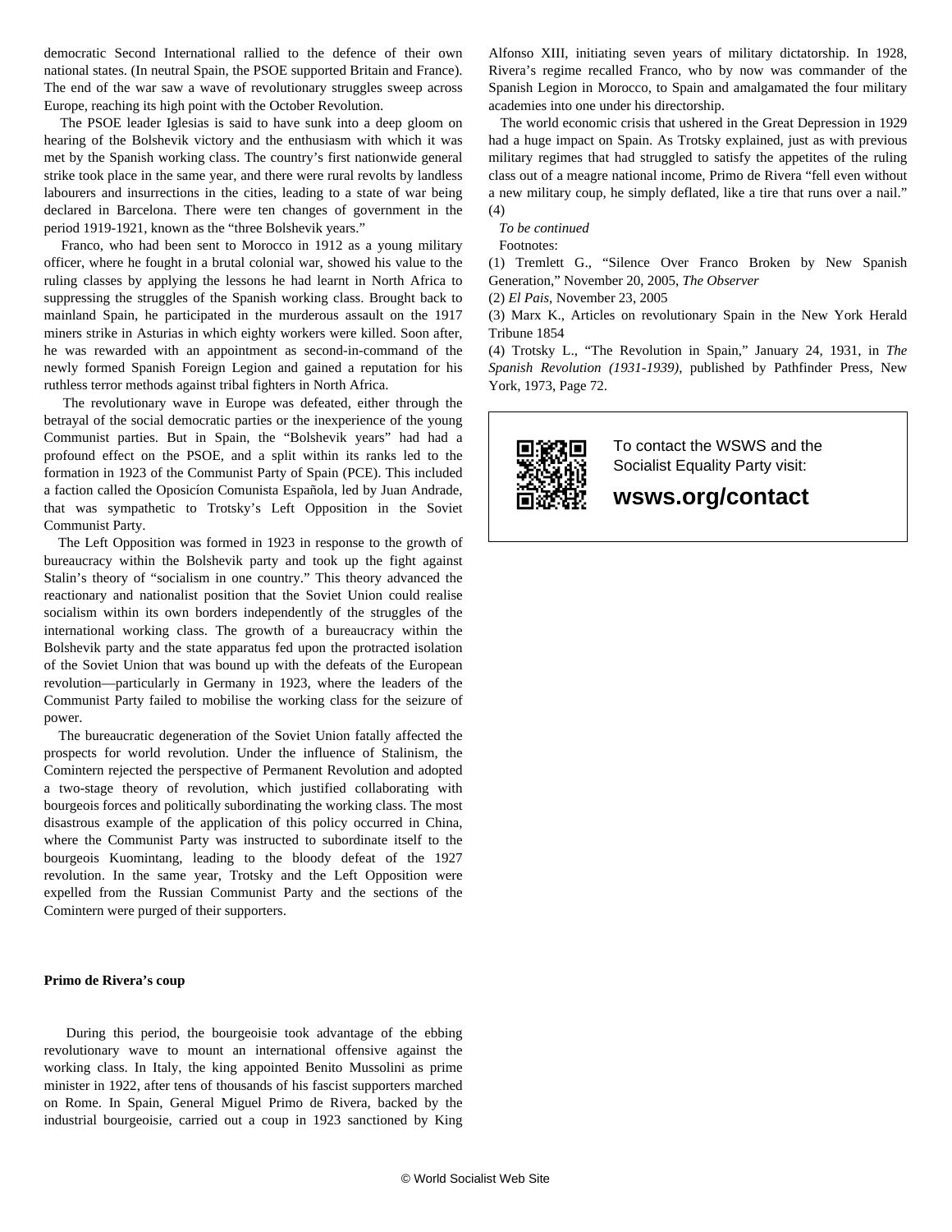democratic Second International rallied to the defence of their own national states. (In neutral Spain, the PSOE supported Britain and France). The end of the war saw a wave of revolutionary struggles sweep across Europe, reaching its high point with the October Revolution.

The PSOE leader Iglesias is said to have sunk into a deep gloom on hearing of the Bolshevik victory and the enthusiasm with which it was met by the Spanish working class. The country's first nationwide general strike took place in the same year, and there were rural revolts by landless labourers and insurrections in the cities, leading to a state of war being declared in Barcelona. There were ten changes of government in the period 1919-1921, known as the "three Bolshevik years."

Franco, who had been sent to Morocco in 1912 as a young military officer, where he fought in a brutal colonial war, showed his value to the ruling classes by applying the lessons he had learnt in North Africa to suppressing the struggles of the Spanish working class. Brought back to mainland Spain, he participated in the murderous assault on the 1917 miners strike in Asturias in which eighty workers were killed. Soon after, he was rewarded with an appointment as second-in-command of the newly formed Spanish Foreign Legion and gained a reputation for his ruthless terror methods against tribal fighters in North Africa.

The revolutionary wave in Europe was defeated, either through the betrayal of the social democratic parties or the inexperience of the young Communist parties. But in Spain, the "Bolshevik years" had had a profound effect on the PSOE, and a split within its ranks led to the formation in 1923 of the Communist Party of Spain (PCE). This included a faction called the Oposicíon Comunista Española, led by Juan Andrade, that was sympathetic to Trotsky's Left Opposition in the Soviet Communist Party.

The Left Opposition was formed in 1923 in response to the growth of bureaucracy within the Bolshevik party and took up the fight against Stalin's theory of "socialism in one country." This theory advanced the reactionary and nationalist position that the Soviet Union could realise socialism within its own borders independently of the struggles of the international working class. The growth of a bureaucracy within the Bolshevik party and the state apparatus fed upon the protracted isolation of the Soviet Union that was bound up with the defeats of the European revolution—particularly in Germany in 1923, where the leaders of the Communist Party failed to mobilise the working class for the seizure of power.

The bureaucratic degeneration of the Soviet Union fatally affected the prospects for world revolution. Under the influence of Stalinism, the Comintern rejected the perspective of Permanent Revolution and adopted a two-stage theory of revolution, which justified collaborating with bourgeois forces and politically subordinating the working class. The most disastrous example of the application of this policy occurred in China, where the Communist Party was instructed to subordinate itself to the bourgeois Kuomintang, leading to the bloody defeat of the 1927 revolution. In the same year, Trotsky and the Left Opposition were expelled from the Russian Communist Party and the sections of the Comintern were purged of their supporters.

**Primo de Rivera's coup**

During this period, the bourgeoisie took advantage of the ebbing revolutionary wave to mount an international offensive against the working class. In Italy, the king appointed Benito Mussolini as prime minister in 1922, after tens of thousands of his fascist supporters marched on Rome. In Spain, General Miguel Primo de Rivera, backed by the industrial bourgeoisie, carried out a coup in 1923 sanctioned by King Alfonso XIII, initiating seven years of military dictatorship. In 1928, Rivera's regime recalled Franco, who by now was commander of the Spanish Legion in Morocco, to Spain and amalgamated the four military academies into one under his directorship.

The world economic crisis that ushered in the Great Depression in 1929 had a huge impact on Spain. As Trotsky explained, just as with previous military regimes that had struggled to satisfy the appetites of the ruling class out of a meagre national income, Primo de Rivera "fell even without a new military coup, he simply deflated, like a tire that runs over a nail." (4)

*To be continued*

Footnotes:

(1) Tremlett G., "Silence Over Franco Broken by New Spanish Generation," November 20, 2005, *The Observer*

(2) *El Pais*, November 23, 2005

(3) Marx K., Articles on revolutionary Spain in the New York Herald Tribune 1854

(4) Trotsky L., "The Revolution in Spain," January 24, 1931, in *The Spanish Revolution (1931-1939)*, published by Pathfinder Press, New York, 1973, Page 72.

To contact the WSWS and the Socialist Equality Party visit:

**wsws.org/contact**